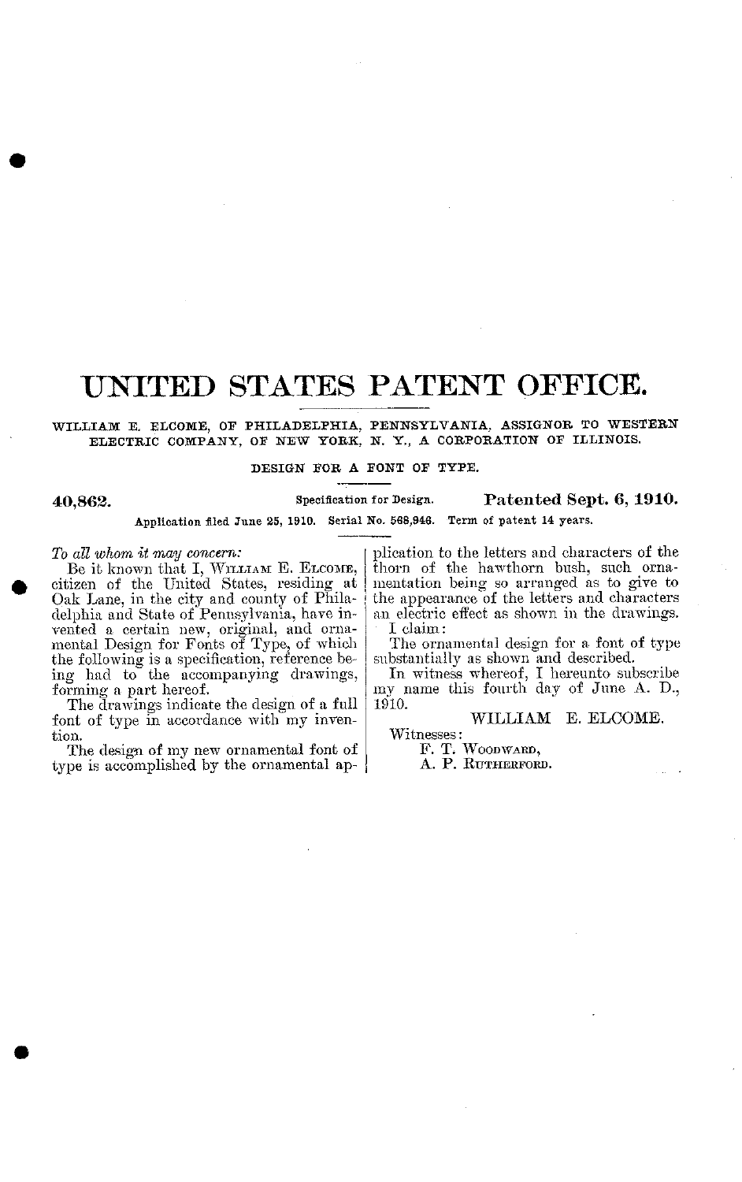# UNITED STATES PATENT OFFICE.

WILLIAM E. ELCOME, OF PHILADELPHIA, PENNSYLVANIA, ASSIGNOR TO WESTERN ELECTRIC COMPANY, OF NEW YORK, N. Y., A CORPORATION OF ILLINOIS.

DESIGN FOR A FONT OF TYPE.

**40,862.** Specification for Design. **Patented Sept. 6, 1910.**

Application filed June 25, 1910. Serial No. 568,946. Term of patent 14 years.

*To all whom it may concern:*

Be it known that I, WILLIAM E. ELCOME, citizen of the United States, residing at Oak Lane, in the city and county of Philadelphia and State of Pennsylvania, have invented a certain new, original, and ornamental Design for Fonts of Type, of which the following is a specification, reference being had to the accompanying drawings, forming a part hereof.

The drawings indicate the design of a full font of type in accordance with my invention.

The design of my new ornamental font of type is accomplished by the ornamental application to the letters and characters of the thorn of the hawthorn bush, such ornamentation being so arranged as to give to the appearance of the letters and characters an electric effect as shown in the drawings.

I claim:

The ornamental design for a font of type substantially as shown and described.

In witness whereof, I hereunto subscribe my name this fourth day of June A. D., 1910.

WILLIAM E. ELCOME.

Witnesses:

F. T. WOODWARD,
A. P. RUTHERFORD.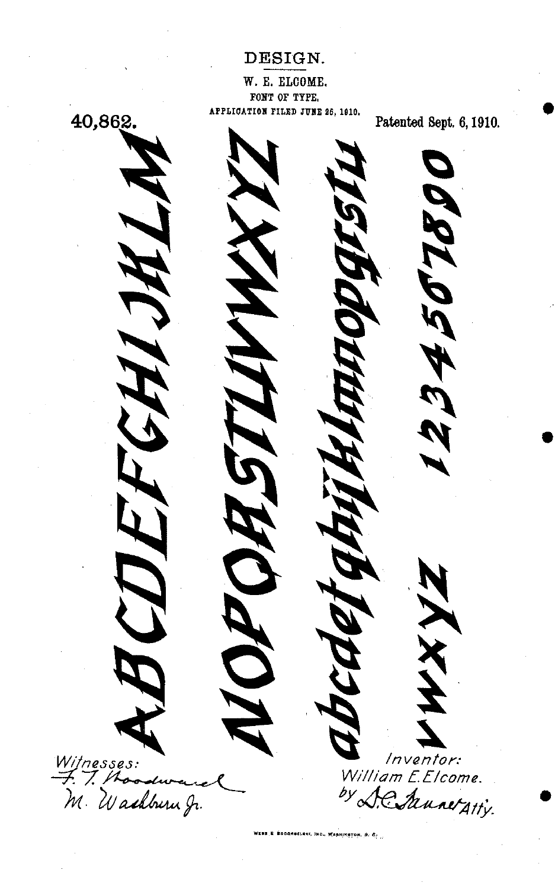# DESIGN.

W. E. ELCOME.

FONT OF TYPE.

APPLICATION FILED JUNE 26, 1910.

40,862. Patented Sept. 6, 1910.

ABCDEFGHIJKLM

NOPQRSTUVWXYZ

abcdefghijklmnopqrstu

vwxyz 1234567890

Witnesses:
F. T. Woodward
M. Washburn Jr.

Inventor:
William E. Elcome.
by D. C. Tanner Atty.